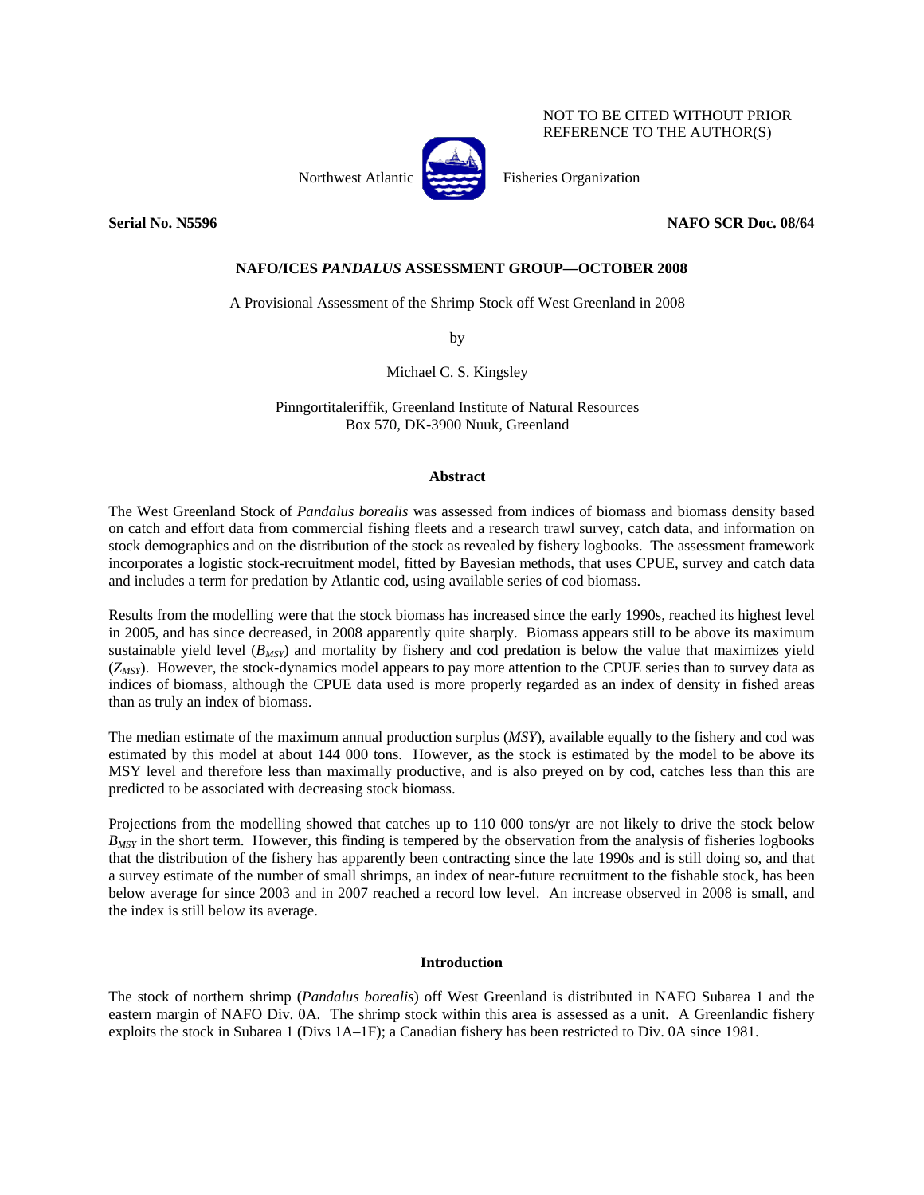NOT TO BE CITED WITHOUT PRIOR REFERENCE TO THE AUTHOR(S)

Northwest Atlantic Fisheries Organization

**Serial No. N5596** **NAFO SCR Doc. 08/64**

**NAFO/ICES *PANDALUS* ASSESSMENT GROUP—OCTOBER 2008**

A Provisional Assessment of the Shrimp Stock off West Greenland in 2008

by

Michael C. S. Kingsley

Pinngortitaleriffik, Greenland Institute of Natural Resources
Box 570, DK-3900 Nuuk, Greenland

## Abstract

The West Greenland Stock of *Pandalus borealis* was assessed from indices of biomass and biomass density based on catch and effort data from commercial fishing fleets and a research trawl survey, catch data, and information on stock demographics and on the distribution of the stock as revealed by fishery logbooks. The assessment framework incorporates a logistic stock-recruitment model, fitted by Bayesian methods, that uses CPUE, survey and catch data and includes a term for predation by Atlantic cod, using available series of cod biomass.

Results from the modelling were that the stock biomass has increased since the early 1990s, reached its highest level in 2005, and has since decreased, in 2008 apparently quite sharply. Biomass appears still to be above its maximum sustainable yield level ($B_{MSY}$) and mortality by fishery and cod predation is below the value that maximizes yield ($Z_{MSY}$). However, the stock-dynamics model appears to pay more attention to the CPUE series than to survey data as indices of biomass, although the CPUE data used is more properly regarded as an index of density in fished areas than as truly an index of biomass.

The median estimate of the maximum annual production surplus (*MSY*), available equally to the fishery and cod was estimated by this model at about 144 000 tons. However, as the stock is estimated by the model to be above its MSY level and therefore less than maximally productive, and is also preyed on by cod, catches less than this are predicted to be associated with decreasing stock biomass.

Projections from the modelling showed that catches up to 110 000 tons/yr are not likely to drive the stock below $B_{MSY}$ in the short term. However, this finding is tempered by the observation from the analysis of fisheries logbooks that the distribution of the fishery has apparently been contracting since the late 1990s and is still doing so, and that a survey estimate of the number of small shrimps, an index of near-future recruitment to the fishable stock, has been below average for since 2003 and in 2007 reached a record low level. An increase observed in 2008 is small, and the index is still below its average.

## Introduction

The stock of northern shrimp (*Pandalus borealis*) off West Greenland is distributed in NAFO Subarea 1 and the eastern margin of NAFO Div. 0A. The shrimp stock within this area is assessed as a unit. A Greenlandic fishery exploits the stock in Subarea 1 (Divs 1A–1F); a Canadian fishery has been restricted to Div. 0A since 1981.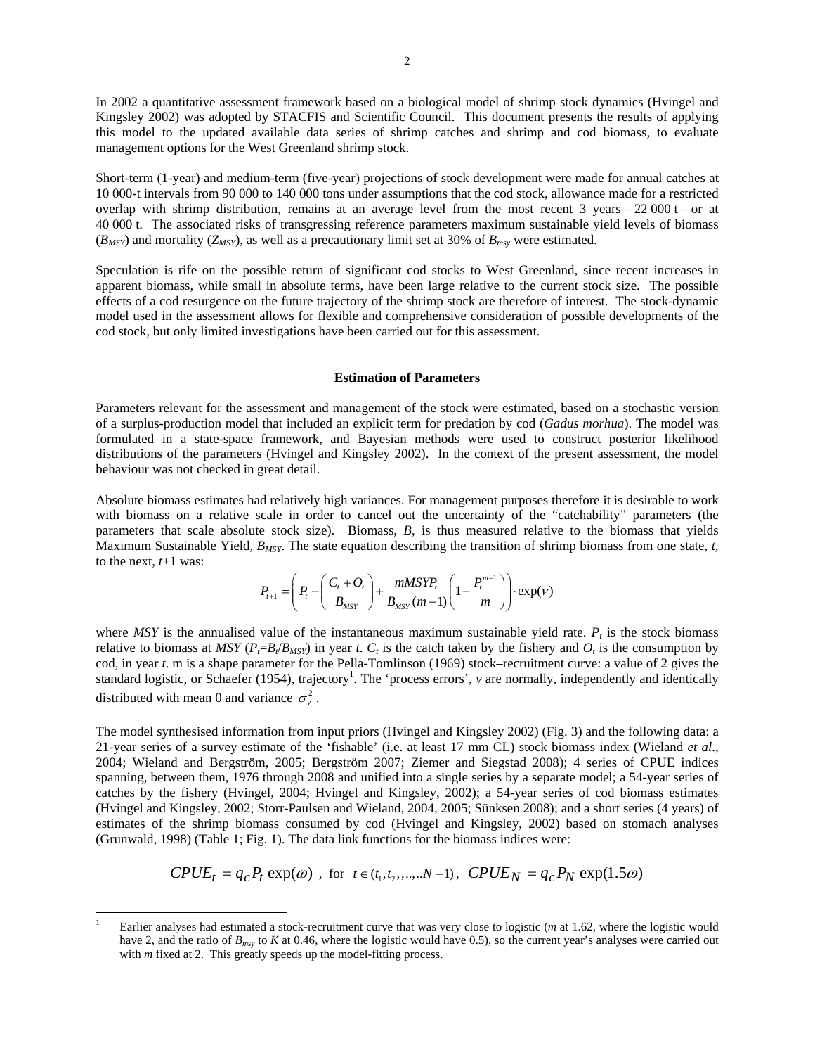In 2002 a quantitative assessment framework based on a biological model of shrimp stock dynamics (Hvingel and Kingsley 2002) was adopted by STACFIS and Scientific Council. This document presents the results of applying this model to the updated available data series of shrimp catches and shrimp and cod biomass, to evaluate management options for the West Greenland shrimp stock.

Short-term (1-year) and medium-term (five-year) projections of stock development were made for annual catches at 10 000-t intervals from 90 000 to 140 000 tons under assumptions that the cod stock, allowance made for a restricted overlap with shrimp distribution, remains at an average level from the most recent 3 years—22 000 t—or at 40 000 t. The associated risks of transgressing reference parameters maximum sustainable yield levels of biomass ($B_{MSY}$) and mortality ($Z_{MSY}$), as well as a precautionary limit set at 30% of $B_{msy}$ were estimated.

Speculation is rife on the possible return of significant cod stocks to West Greenland, since recent increases in apparent biomass, while small in absolute terms, have been large relative to the current stock size. The possible effects of a cod resurgence on the future trajectory of the shrimp stock are therefore of interest. The stock-dynamic model used in the assessment allows for flexible and comprehensive consideration of possible developments of the cod stock, but only limited investigations have been carried out for this assessment.

## Estimation of Parameters

Parameters relevant for the assessment and management of the stock were estimated, based on a stochastic version of a surplus-production model that included an explicit term for predation by cod (*Gadus morhua*). The model was formulated in a state-space framework, and Bayesian methods were used to construct posterior likelihood distributions of the parameters (Hvingel and Kingsley 2002). In the context of the present assessment, the model behaviour was not checked in great detail.

Absolute biomass estimates had relatively high variances. For management purposes therefore it is desirable to work with biomass on a relative scale in order to cancel out the uncertainty of the "catchability" parameters (the parameters that scale absolute stock size). Biomass, $B$, is thus measured relative to the biomass that yields Maximum Sustainable Yield, $B_{MSY}$. The state equation describing the transition of shrimp biomass from one state, $t$, to the next, $t$+1 was:

$$P_{t+1} = \left( P_t - \left( \frac{C_t + O_t}{B_{MSY}} \right) + \frac{mMSYP_t}{B_{MSY}(m-1)} \left( 1 - \frac{P_t^{m-1}}{m} \right) \right) \cdot \exp(\nu)$$

where $MSY$ is the annualised value of the instantaneous maximum sustainable yield rate. $P_t$ is the stock biomass relative to biomass at $MSY$ ($P_t = B_t/B_{MSY}$) in year $t$. $C_t$ is the catch taken by the fishery and $O_t$ is the consumption by cod, in year $t$. m is a shape parameter for the Pella-Tomlinson (1969) stock–recruitment curve: a value of 2 gives the standard logistic, or Schaefer (1954), trajectory[1]. The 'process errors', $v$ are normally, independently and identically distributed with mean 0 and variance $\sigma_v^2$.

The model synthesised information from input priors (Hvingel and Kingsley 2002) (Fig. 3) and the following data: a 21-year series of a survey estimate of the 'fishable' (i.e. at least 17 mm CL) stock biomass index (Wieland *et al*., 2004; Wieland and Bergström, 2005; Bergström 2007; Ziemer and Siegstad 2008); 4 series of CPUE indices spanning, between them, 1976 through 2008 and unified into a single series by a separate model; a 54-year series of catches by the fishery (Hvingel, 2004; Hvingel and Kingsley, 2002); a 54-year series of cod biomass estimates (Hvingel and Kingsley, 2002; Storr-Paulsen and Wieland, 2004, 2005; Sünksen 2008); and a short series (4 years) of estimates of the shrimp biomass consumed by cod (Hvingel and Kingsley, 2002) based on stomach analyses (Grunwald, 1998) (Table 1; Fig. 1). The data link functions for the biomass indices were:

$$CPUE_t = q_c P_t \exp(\omega) \ , \ \text{for} \ \ t \in (t_1, t_2, ,..,..N-1), \ \ CPUE_N = q_c P_N \exp(1.5\omega)$$

---

[1] Earlier analyses had estimated a stock-recruitment curve that was very close to logistic ($m$ at 1.62, where the logistic would have 2, and the ratio of $B_{msy}$ to $K$ at 0.46, where the logistic would have 0.5), so the current year's analyses were carried out with $m$ fixed at 2. This greatly speeds up the model-fitting process.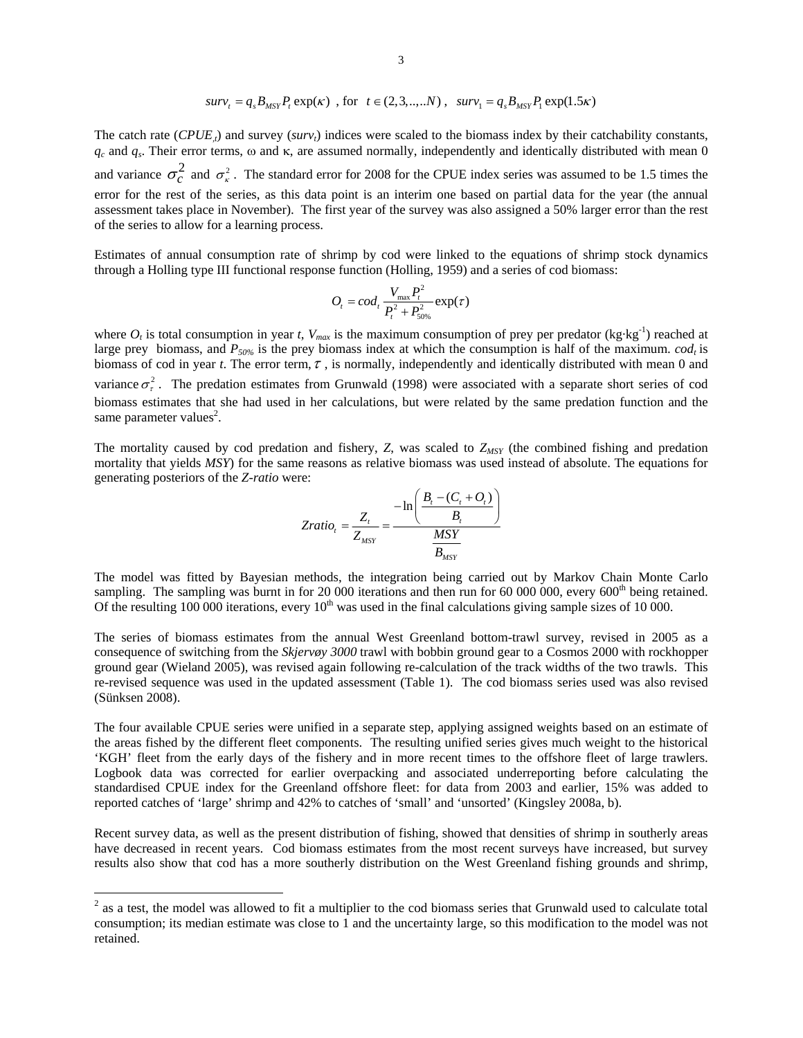$$surv_t = q_s B_{MSY} P_t \exp(\kappa) \text{ , for } t \in (2,3,..,..N) \text{ , } surv_1 = q_s B_{MSY} P_1 \exp(1.5\kappa)$$

The catch rate ($CPUE_t$) and survey ($surv_t$) indices were scaled to the biomass index by their catchability constants, $q_c$ and $q_s$. Their error terms, ω and κ, are assumed normally, independently and identically distributed with mean 0 and variance $\sigma_C^2$ and $\sigma_\kappa^2$. The standard error for 2008 for the CPUE index series was assumed to be 1.5 times the error for the rest of the series, as this data point is an interim one based on partial data for the year (the annual assessment takes place in November). The first year of the survey was also assigned a 50% larger error than the rest of the series to allow for a learning process.

Estimates of annual consumption rate of shrimp by cod were linked to the equations of shrimp stock dynamics through a Holling type III functional response function (Holling, 1959) and a series of cod biomass:

$$O_t = cod_t \frac{V_{max} P_t^2}{P_t^2 + P_{50\%}^2} \exp(\tau)$$

where $O_t$ is total consumption in year *t*, $V_{max}$ is the maximum consumption of prey per predator (kg·kg[-1]) reached at large prey biomass, and $P_{50\%}$ is the prey biomass index at which the consumption is half of the maximum. $cod_t$ is biomass of cod in year *t*. The error term, $\tau$ , is normally, independently and identically distributed with mean 0 and variance $\sigma_\tau^2$. The predation estimates from Grunwald (1998) were associated with a separate short series of cod biomass estimates that she had used in her calculations, but were related by the same predation function and the same parameter values[2].

The mortality caused by cod predation and fishery, *Z*, was scaled to $Z_{MSY}$ (the combined fishing and predation mortality that yields *MSY*) for the same reasons as relative biomass was used instead of absolute. The equations for generating posteriors of the *Z-ratio* were:

$$Zratio_t = \frac{Z_t}{Z_{MSY}} = \frac{-\ln\left(\frac{B_t - (C_t + O_t)}{B_t}\right)}{\frac{MSY}{B_{MSY}}}$$

The model was fitted by Bayesian methods, the integration being carried out by Markov Chain Monte Carlo sampling. The sampling was burnt in for 20 000 iterations and then run for 60 000 000, every 600th being retained. Of the resulting 100 000 iterations, every 10th was used in the final calculations giving sample sizes of 10 000.

The series of biomass estimates from the annual West Greenland bottom-trawl survey, revised in 2005 as a consequence of switching from the *Skjervøy 3000* trawl with bobbin ground gear to a Cosmos 2000 with rockhopper ground gear (Wieland 2005), was revised again following re-calculation of the track widths of the two trawls. This re-revised sequence was used in the updated assessment (Table 1). The cod biomass series used was also revised (Sünksen 2008).

The four available CPUE series were unified in a separate step, applying assigned weights based on an estimate of the areas fished by the different fleet components. The resulting unified series gives much weight to the historical 'KGH' fleet from the early days of the fishery and in more recent times to the offshore fleet of large trawlers. Logbook data was corrected for earlier overpacking and associated underreporting before calculating the standardised CPUE index for the Greenland offshore fleet: for data from 2003 and earlier, 15% was added to reported catches of 'large' shrimp and 42% to catches of 'small' and 'unsorted' (Kingsley 2008a, b).

Recent survey data, as well as the present distribution of fishing, showed that densities of shrimp in southerly areas have decreased in recent years. Cod biomass estimates from the most recent surveys have increased, but survey results also show that cod has a more southerly distribution on the West Greenland fishing grounds and shrimp,

---

[2] as a test, the model was allowed to fit a multiplier to the cod biomass series that Grunwald used to calculate total consumption; its median estimate was close to 1 and the uncertainty large, so this modification to the model was not retained.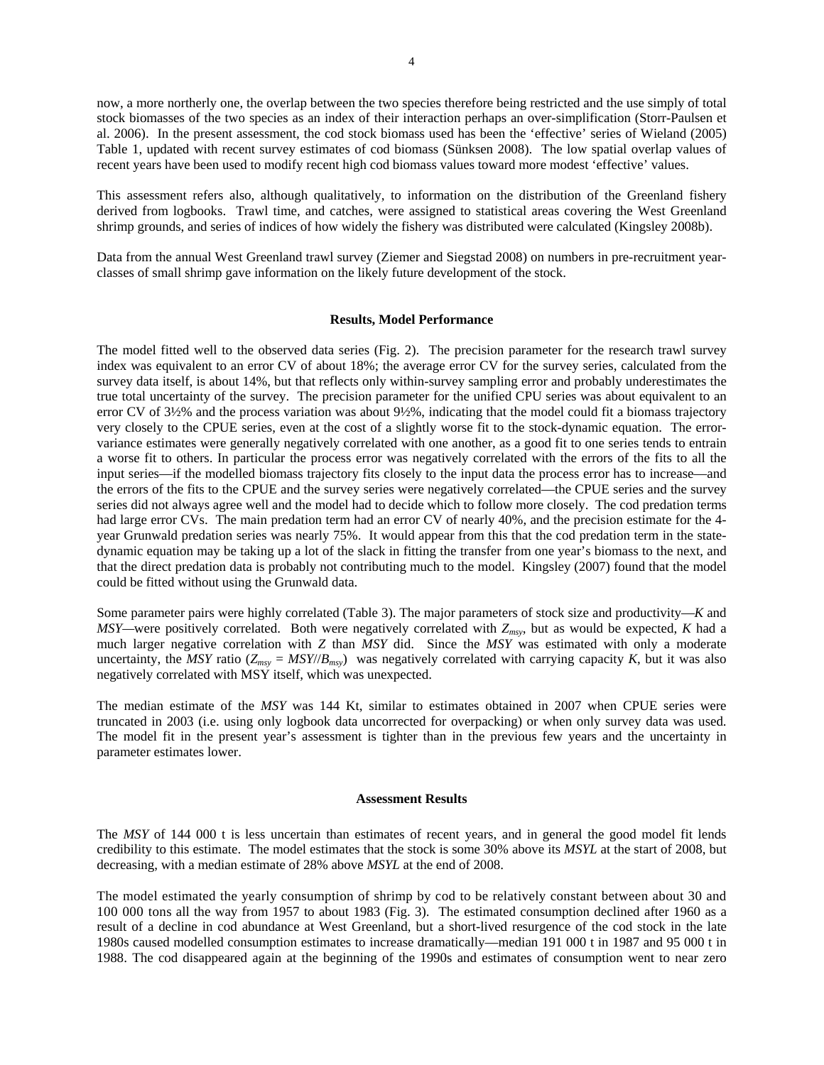now, a more northerly one, the overlap between the two species therefore being restricted and the use simply of total stock biomasses of the two species as an index of their interaction perhaps an over-simplification (Storr-Paulsen et al. 2006). In the present assessment, the cod stock biomass used has been the 'effective' series of Wieland (2005) Table 1, updated with recent survey estimates of cod biomass (Sünksen 2008). The low spatial overlap values of recent years have been used to modify recent high cod biomass values toward more modest 'effective' values.

This assessment refers also, although qualitatively, to information on the distribution of the Greenland fishery derived from logbooks. Trawl time, and catches, were assigned to statistical areas covering the West Greenland shrimp grounds, and series of indices of how widely the fishery was distributed were calculated (Kingsley 2008b).

Data from the annual West Greenland trawl survey (Ziemer and Siegstad 2008) on numbers in pre-recruitment year-classes of small shrimp gave information on the likely future development of the stock.

## Results, Model Performance

The model fitted well to the observed data series (Fig. 2). The precision parameter for the research trawl survey index was equivalent to an error CV of about 18%; the average error CV for the survey series, calculated from the survey data itself, is about 14%, but that reflects only within-survey sampling error and probably underestimates the true total uncertainty of the survey. The precision parameter for the unified CPU series was about equivalent to an error CV of 3½% and the process variation was about 9½%, indicating that the model could fit a biomass trajectory very closely to the CPUE series, even at the cost of a slightly worse fit to the stock-dynamic equation. The error-variance estimates were generally negatively correlated with one another, as a good fit to one series tends to entrain a worse fit to others. In particular the process error was negatively correlated with the errors of the fits to all the input series—if the modelled biomass trajectory fits closely to the input data the process error has to increase—and the errors of the fits to the CPUE and the survey series were negatively correlated—the CPUE series and the survey series did not always agree well and the model had to decide which to follow more closely. The cod predation terms had large error CVs. The main predation term had an error CV of nearly 40%, and the precision estimate for the 4-year Grunwald predation series was nearly 75%. It would appear from this that the cod predation term in the state-dynamic equation may be taking up a lot of the slack in fitting the transfer from one year's biomass to the next, and that the direct predation data is probably not contributing much to the model. Kingsley (2007) found that the model could be fitted without using the Grunwald data.

Some parameter pairs were highly correlated (Table 3). The major parameters of stock size and productivity—*K* and *MSY*—were positively correlated. Both were negatively correlated with $Z_{msy}$, but as would be expected, *K* had a much larger negative correlation with *Z* than *MSY* did. Since the *MSY* was estimated with only a moderate uncertainty, the *MSY* ratio ($Z_{msy} = MSY//B_{msy}$) was negatively correlated with carrying capacity *K*, but it was also negatively correlated with MSY itself, which was unexpected.

The median estimate of the *MSY* was 144 Kt, similar to estimates obtained in 2007 when CPUE series were truncated in 2003 (i.e. using only logbook data uncorrected for overpacking) or when only survey data was used. The model fit in the present year's assessment is tighter than in the previous few years and the uncertainty in parameter estimates lower.

## Assessment Results

The *MSY* of 144 000 t is less uncertain than estimates of recent years, and in general the good model fit lends credibility to this estimate. The model estimates that the stock is some 30% above its *MSYL* at the start of 2008, but decreasing, with a median estimate of 28% above *MSYL* at the end of 2008.

The model estimated the yearly consumption of shrimp by cod to be relatively constant between about 30 and 100 000 tons all the way from 1957 to about 1983 (Fig. 3). The estimated consumption declined after 1960 as a result of a decline in cod abundance at West Greenland, but a short-lived resurgence of the cod stock in the late 1980s caused modelled consumption estimates to increase dramatically—median 191 000 t in 1987 and 95 000 t in 1988. The cod disappeared again at the beginning of the 1990s and estimates of consumption went to near zero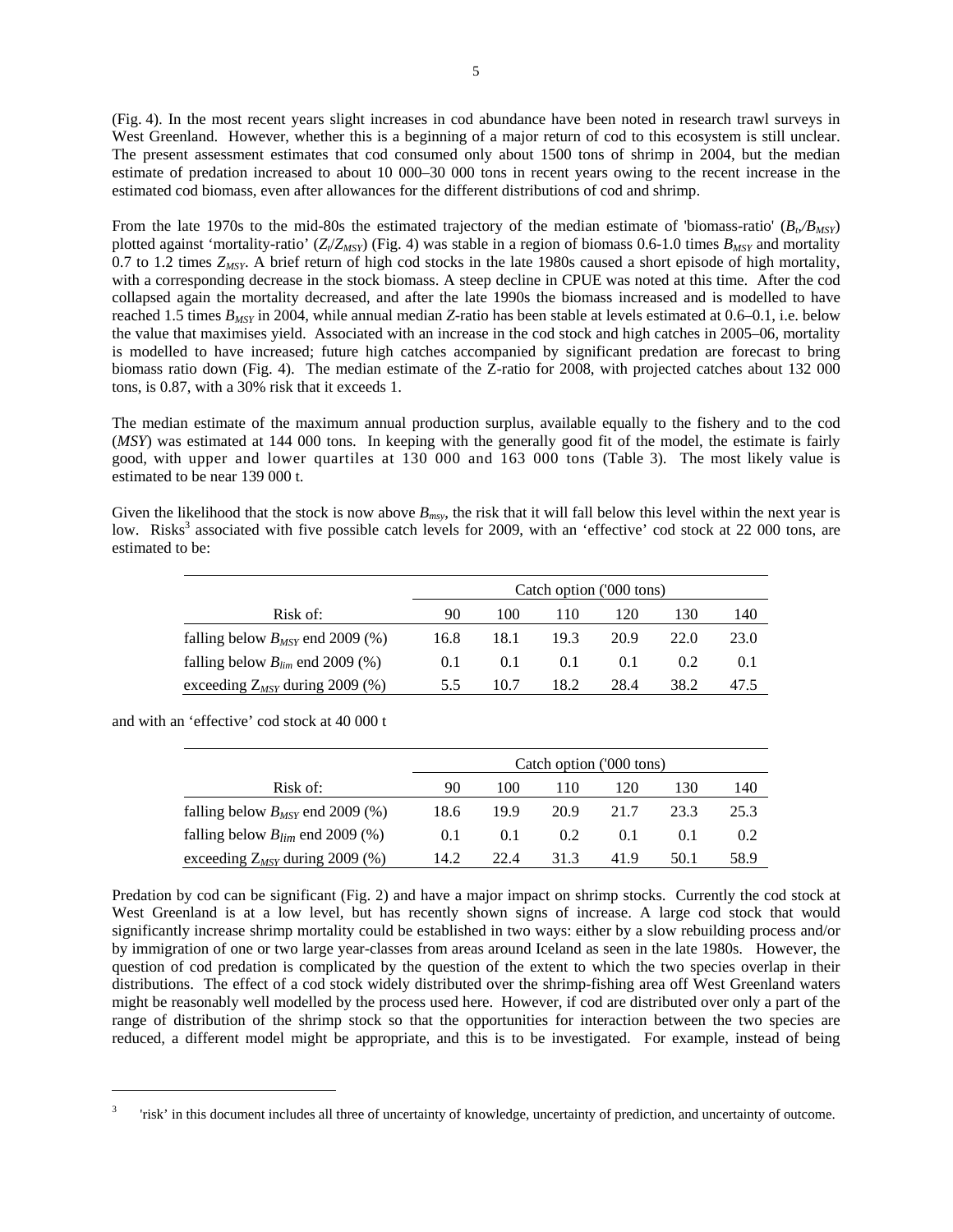(Fig. 4). In the most recent years slight increases in cod abundance have been noted in research trawl surveys in West Greenland. However, whether this is a beginning of a major return of cod to this ecosystem is still unclear. The present assessment estimates that cod consumed only about 1500 tons of shrimp in 2004, but the median estimate of predation increased to about 10 000–30 000 tons in recent years owing to the recent increase in the estimated cod biomass, even after allowances for the different distributions of cod and shrimp.

From the late 1970s to the mid-80s the estimated trajectory of the median estimate of 'biomass-ratio' ($B_t/B_{MSY}$) plotted against 'mortality-ratio' ($Z_t/Z_{MSY}$) (Fig. 4) was stable in a region of biomass 0.6-1.0 times $B_{MSY}$ and mortality 0.7 to 1.2 times $Z_{MSY}$. A brief return of high cod stocks in the late 1980s caused a short episode of high mortality, with a corresponding decrease in the stock biomass. A steep decline in CPUE was noted at this time. After the cod collapsed again the mortality decreased, and after the late 1990s the biomass increased and is modelled to have reached 1.5 times $B_{MSY}$ in 2004, while annual median *Z*-ratio has been stable at levels estimated at 0.6–0.1, i.e. below the value that maximises yield. Associated with an increase in the cod stock and high catches in 2005–06, mortality is modelled to have increased; future high catches accompanied by significant predation are forecast to bring biomass ratio down (Fig. 4). The median estimate of the Z-ratio for 2008, with projected catches about 132 000 tons, is 0.87, with a 30% risk that it exceeds 1.

The median estimate of the maximum annual production surplus, available equally to the fishery and to the cod (*MSY*) was estimated at 144 000 tons. In keeping with the generally good fit of the model, the estimate is fairly good, with upper and lower quartiles at 130 000 and 163 000 tons (Table 3). The most likely value is estimated to be near 139 000 t.

Given the likelihood that the stock is now above $B_{msy}$, the risk that it will fall below this level within the next year is low. Risks[3] associated with five possible catch levels for 2009, with an 'effective' cod stock at 22 000 tons, are estimated to be:

| | Catch option ('000 tons) | | | | | |
|---|---|---|---|---|---|---|
| Risk of: | 90 | 100 | 110 | 120 | 130 | 140 |
| falling below $B_{MSY}$ end 2009 (%) | 16.8 | 18.1 | 19.3 | 20.9 | 22.0 | 23.0 |
| falling below $B_{lim}$ end 2009 (%) | 0.1 | 0.1 | 0.1 | 0.1 | 0.2 | 0.1 |
| exceeding $Z_{MSY}$ during 2009 (%) | 5.5 | 10.7 | 18.2 | 28.4 | 38.2 | 47.5 |

and with an 'effective' cod stock at 40 000 t

| | Catch option ('000 tons) | | | | | |
|---|---|---|---|---|---|---|
| Risk of: | 90 | 100 | 110 | 120 | 130 | 140 |
| falling below $B_{MSY}$ end 2009 (%) | 18.6 | 19.9 | 20.9 | 21.7 | 23.3 | 25.3 |
| falling below $B_{lim}$ end 2009 (%) | 0.1 | 0.1 | 0.2 | 0.1 | 0.1 | 0.2 |
| exceeding $Z_{MSY}$ during 2009 (%) | 14.2 | 22.4 | 31.3 | 41.9 | 50.1 | 58.9 |

Predation by cod can be significant (Fig. 2) and have a major impact on shrimp stocks. Currently the cod stock at West Greenland is at a low level, but has recently shown signs of increase. A large cod stock that would significantly increase shrimp mortality could be established in two ways: either by a slow rebuilding process and/or by immigration of one or two large year-classes from areas around Iceland as seen in the late 1980s. However, the question of cod predation is complicated by the question of the extent to which the two species overlap in their distributions. The effect of a cod stock widely distributed over the shrimp-fishing area off West Greenland waters might be reasonably well modelled by the process used here. However, if cod are distributed over only a part of the range of distribution of the shrimp stock so that the opportunities for interaction between the two species are reduced, a different model might be appropriate, and this is to be investigated. For example, instead of being

[3] 'risk' in this document includes all three of uncertainty of knowledge, uncertainty of prediction, and uncertainty of outcome.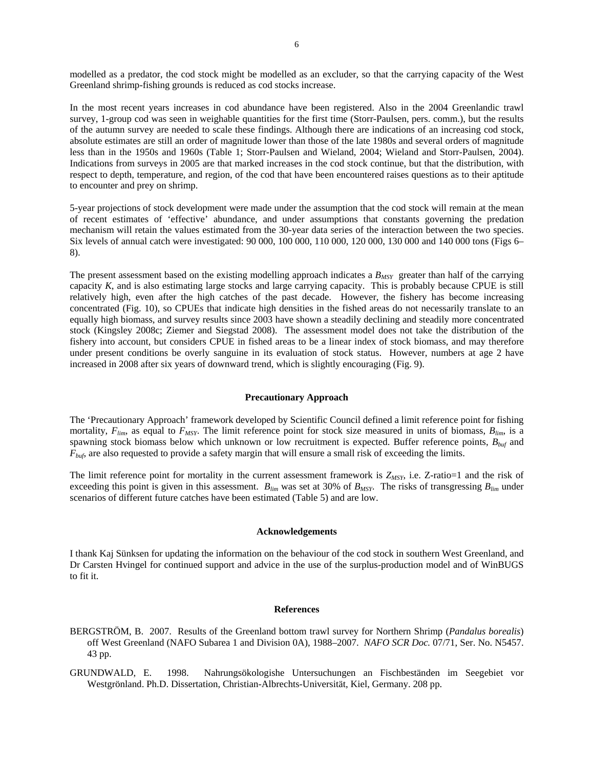modelled as a predator, the cod stock might be modelled as an excluder, so that the carrying capacity of the West Greenland shrimp-fishing grounds is reduced as cod stocks increase.

In the most recent years increases in cod abundance have been registered. Also in the 2004 Greenlandic trawl survey, 1-group cod was seen in weighable quantities for the first time (Storr-Paulsen, pers. comm.), but the results of the autumn survey are needed to scale these findings. Although there are indications of an increasing cod stock, absolute estimates are still an order of magnitude lower than those of the late 1980s and several orders of magnitude less than in the 1950s and 1960s (Table 1; Storr-Paulsen and Wieland, 2004; Wieland and Storr-Paulsen, 2004). Indications from surveys in 2005 are that marked increases in the cod stock continue, but that the distribution, with respect to depth, temperature, and region, of the cod that have been encountered raises questions as to their aptitude to encounter and prey on shrimp.

5-year projections of stock development were made under the assumption that the cod stock will remain at the mean of recent estimates of 'effective' abundance, and under assumptions that constants governing the predation mechanism will retain the values estimated from the 30-year data series of the interaction between the two species. Six levels of annual catch were investigated: 90 000, 100 000, 110 000, 120 000, 130 000 and 140 000 tons (Figs 6–8).

The present assessment based on the existing modelling approach indicates a $B_{MSY}$ greater than half of the carrying capacity $K$, and is also estimating large stocks and large carrying capacity. This is probably because CPUE is still relatively high, even after the high catches of the past decade. However, the fishery has become increasing concentrated (Fig. 10), so CPUEs that indicate high densities in the fished areas do not necessarily translate to an equally high biomass, and survey results since 2003 have shown a steadily declining and steadily more concentrated stock (Kingsley 2008c; Ziemer and Siegstad 2008). The assessment model does not take the distribution of the fishery into account, but considers CPUE in fished areas to be a linear index of stock biomass, and may therefore under present conditions be overly sanguine in its evaluation of stock status. However, numbers at age 2 have increased in 2008 after six years of downward trend, which is slightly encouraging (Fig. 9).

## Precautionary Approach

The 'Precautionary Approach' framework developed by Scientific Council defined a limit reference point for fishing mortality, $F_{lim}$, as equal to $F_{MSY}$. The limit reference point for stock size measured in units of biomass, $B_{lim}$, is a spawning stock biomass below which unknown or low recruitment is expected. Buffer reference points, $B_{buf}$ and $F_{buf}$, are also requested to provide a safety margin that will ensure a small risk of exceeding the limits.

The limit reference point for mortality in the current assessment framework is $Z_{MSY}$, i.e. Z-ratio=1 and the risk of exceeding this point is given in this assessment. $B_{lim}$ was set at 30% of $B_{MSY}$. The risks of transgressing $B_{lim}$ under scenarios of different future catches have been estimated (Table 5) and are low.

## Acknowledgements

I thank Kaj Sünksen for updating the information on the behaviour of the cod stock in southern West Greenland, and Dr Carsten Hvingel for continued support and advice in the use of the surplus-production model and of WinBUGS to fit it.

## References

BERGSTRÖM, B. 2007. Results of the Greenland bottom trawl survey for Northern Shrimp (*Pandalus borealis*) off West Greenland (NAFO Subarea 1 and Division 0A), 1988–2007. *NAFO SCR Doc.* 07/71, Ser. No. N5457. 43 pp.

GRUNDWALD, E. 1998. Nahrungsökologishe Untersuchungen an Fischbeständen im Seegebiet vor Westgrönland. Ph.D. Dissertation, Christian-Albrechts-Universität, Kiel, Germany. 208 pp.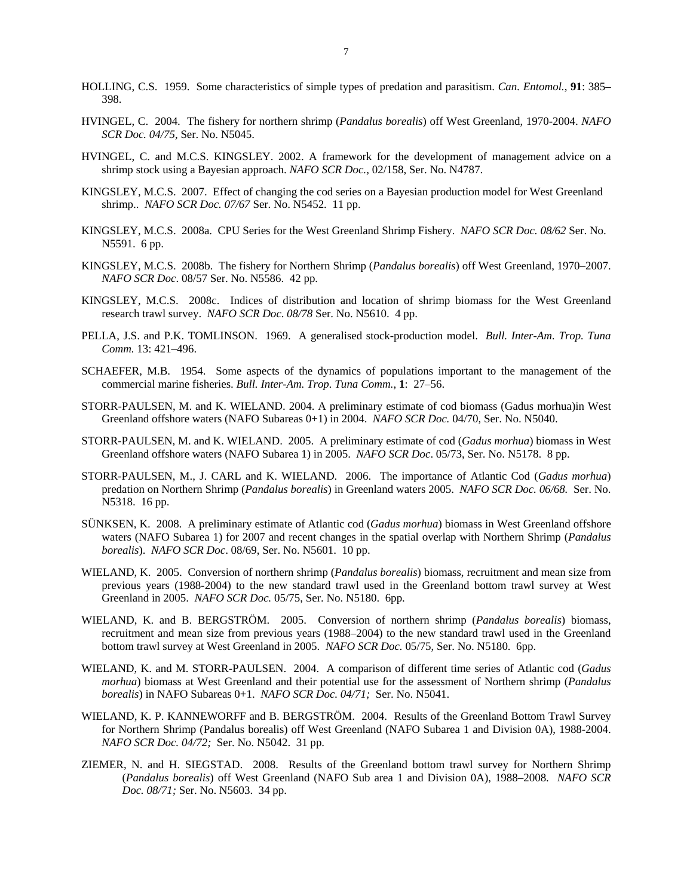HOLLING, C.S. 1959. Some characteristics of simple types of predation and parasitism. *Can. Entomol.*, **91**: 385–398.

HVINGEL, C. 2004. The fishery for northern shrimp (*Pandalus borealis*) off West Greenland, 1970-2004. *NAFO SCR Doc. 04/75*, Ser. No. N5045.

HVINGEL, C. and M.C.S. KINGSLEY. 2002. A framework for the development of management advice on a shrimp stock using a Bayesian approach. *NAFO SCR Doc.*, 02/158, Ser. No. N4787.

KINGSLEY, M.C.S. 2007. Effect of changing the cod series on a Bayesian production model for West Greenland shrimp.. *NAFO SCR Doc. 07/67* Ser. No. N5452. 11 pp.

KINGSLEY, M.C.S. 2008a. CPU Series for the West Greenland Shrimp Fishery. *NAFO SCR Doc. 08/62* Ser. No. N5591. 6 pp.

KINGSLEY, M.C.S. 2008b. The fishery for Northern Shrimp (*Pandalus borealis*) off West Greenland, 1970–2007. *NAFO SCR Doc*. 08/57 Ser. No. N5586. 42 pp.

KINGSLEY, M.C.S. 2008c. Indices of distribution and location of shrimp biomass for the West Greenland research trawl survey. *NAFO SCR Doc. 08/78* Ser. No. N5610. 4 pp.

PELLA, J.S. and P.K. TOMLINSON. 1969. A generalised stock-production model. *Bull. Inter-Am. Trop. Tuna Comm.* 13: 421–496.

SCHAEFER, M.B. 1954. Some aspects of the dynamics of populations important to the management of the commercial marine fisheries. *Bull. Inter-Am. Trop. Tuna Comm.*, **1**: 27–56.

STORR-PAULSEN, M. and K. WIELAND. 2004. A preliminary estimate of cod biomass (Gadus morhua)in West Greenland offshore waters (NAFO Subareas 0+1) in 2004. *NAFO SCR Doc.* 04/70, Ser. No. N5040.

STORR-PAULSEN, M. and K. WIELAND. 2005. A preliminary estimate of cod (*Gadus morhua*) biomass in West Greenland offshore waters (NAFO Subarea 1) in 2005. *NAFO SCR Doc*. 05/73, Ser. No. N5178. 8 pp.

STORR-PAULSEN, M., J. CARL and K. WIELAND. 2006. The importance of Atlantic Cod (*Gadus morhua*) predation on Northern Shrimp (*Pandalus borealis*) in Greenland waters 2005. *NAFO SCR Doc. 06/68.* Ser. No. N5318. 16 pp.

SÜNKSEN, K. 2008. A preliminary estimate of Atlantic cod (*Gadus morhua*) biomass in West Greenland offshore waters (NAFO Subarea 1) for 2007 and recent changes in the spatial overlap with Northern Shrimp (*Pandalus borealis*). *NAFO SCR Doc*. 08/69, Ser. No. N5601. 10 pp.

WIELAND, K. 2005. Conversion of northern shrimp (*Pandalus borealis*) biomass, recruitment and mean size from previous years (1988-2004) to the new standard trawl used in the Greenland bottom trawl survey at West Greenland in 2005. *NAFO SCR Doc.* 05/75, Ser. No. N5180. 6pp.

WIELAND, K. and B. BERGSTRÖM. 2005. Conversion of northern shrimp (*Pandalus borealis*) biomass, recruitment and mean size from previous years (1988–2004) to the new standard trawl used in the Greenland bottom trawl survey at West Greenland in 2005. *NAFO SCR Doc*. 05/75, Ser. No. N5180. 6pp.

WIELAND, K. and M. STORR-PAULSEN. 2004. A comparison of different time series of Atlantic cod (*Gadus morhua*) biomass at West Greenland and their potential use for the assessment of Northern shrimp (*Pandalus borealis*) in NAFO Subareas 0+1. *NAFO SCR Doc. 04/71;* Ser. No. N5041.

WIELAND, K. P. KANNEWORFF and B. BERGSTRÖM. 2004. Results of the Greenland Bottom Trawl Survey for Northern Shrimp (Pandalus borealis) off West Greenland (NAFO Subarea 1 and Division 0A), 1988-2004. *NAFO SCR Doc. 04/72;* Ser. No. N5042. 31 pp.

ZIEMER, N. and H. SIEGSTAD. 2008. Results of the Greenland bottom trawl survey for Northern Shrimp (*Pandalus borealis*) off West Greenland (NAFO Sub area 1 and Division 0A), 1988–2008. *NAFO SCR Doc. 08/71;* Ser. No. N5603. 34 pp.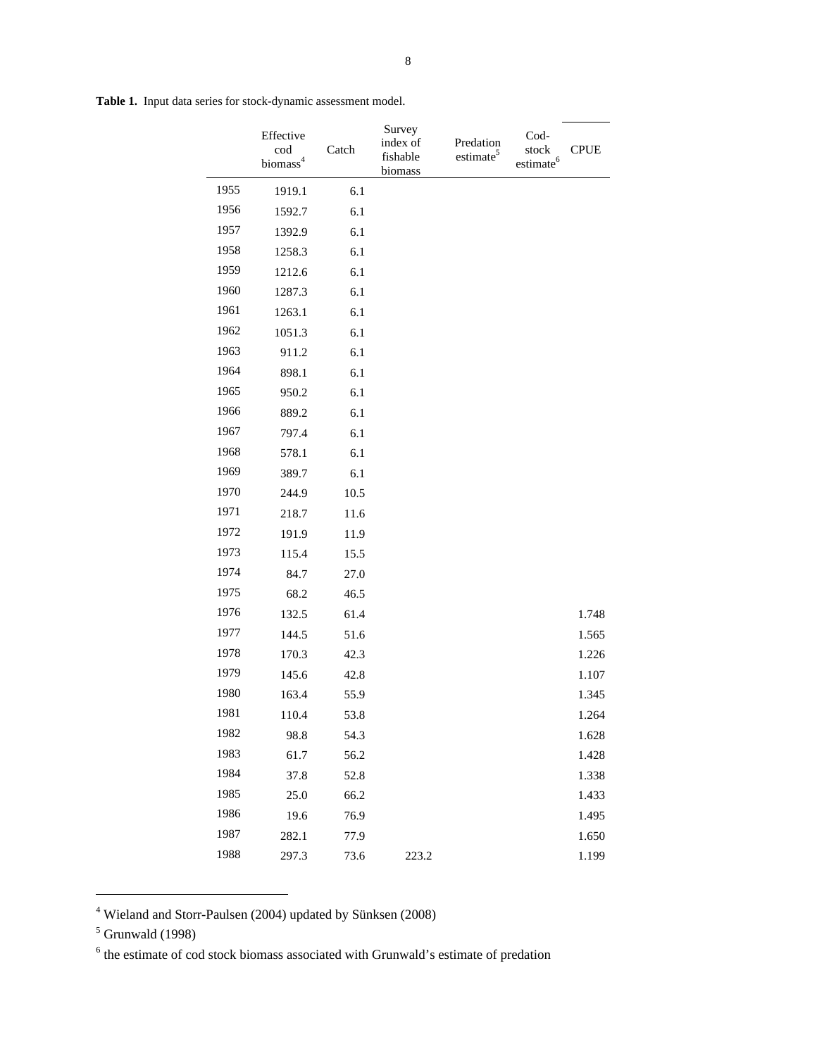**Table 1.** Input data series for stock-dynamic assessment model.

| | Effective cod biomass[4] | Catch | Survey index of fishable biomass | Predation estimate[5] | Cod-stock estimate[6] | CPUE |
|---|---|---|---|---|---|---|
| 1955 | 1919.1 | 6.1 | | | | |
| 1956 | 1592.7 | 6.1 | | | | |
| 1957 | 1392.9 | 6.1 | | | | |
| 1958 | 1258.3 | 6.1 | | | | |
| 1959 | 1212.6 | 6.1 | | | | |
| 1960 | 1287.3 | 6.1 | | | | |
| 1961 | 1263.1 | 6.1 | | | | |
| 1962 | 1051.3 | 6.1 | | | | |
| 1963 | 911.2 | 6.1 | | | | |
| 1964 | 898.1 | 6.1 | | | | |
| 1965 | 950.2 | 6.1 | | | | |
| 1966 | 889.2 | 6.1 | | | | |
| 1967 | 797.4 | 6.1 | | | | |
| 1968 | 578.1 | 6.1 | | | | |
| 1969 | 389.7 | 6.1 | | | | |
| 1970 | 244.9 | 10.5 | | | | |
| 1971 | 218.7 | 11.6 | | | | |
| 1972 | 191.9 | 11.9 | | | | |
| 1973 | 115.4 | 15.5 | | | | |
| 1974 | 84.7 | 27.0 | | | | |
| 1975 | 68.2 | 46.5 | | | | |
| 1976 | 132.5 | 61.4 | | | | 1.748 |
| 1977 | 144.5 | 51.6 | | | | 1.565 |
| 1978 | 170.3 | 42.3 | | | | 1.226 |
| 1979 | 145.6 | 42.8 | | | | 1.107 |
| 1980 | 163.4 | 55.9 | | | | 1.345 |
| 1981 | 110.4 | 53.8 | | | | 1.264 |
| 1982 | 98.8 | 54.3 | | | | 1.628 |
| 1983 | 61.7 | 56.2 | | | | 1.428 |
| 1984 | 37.8 | 52.8 | | | | 1.338 |
| 1985 | 25.0 | 66.2 | | | | 1.433 |
| 1986 | 19.6 | 76.9 | | | | 1.495 |
| 1987 | 282.1 | 77.9 | | | | 1.650 |
| 1988 | 297.3 | 73.6 | 223.2 | | | 1.199 |

[4] Wieland and Storr-Paulsen (2004) updated by Sünksen (2008)

[5] Grunwald (1998)

[6] the estimate of cod stock biomass associated with Grunwald's estimate of predation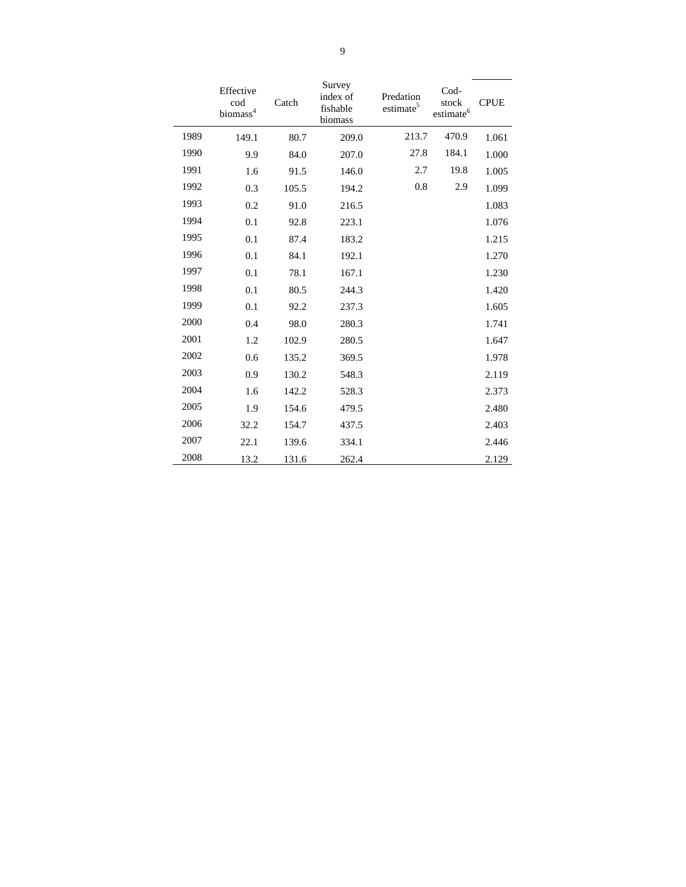| | Effective cod biomass[4] | Catch | Survey index of fishable biomass | Predation estimate[5] | Cod-stock estimate[6] | CPUE |
|---|---|---|---|---|---|---|
| 1989 | 149.1 | 80.7 | 209.0 | 213.7 | 470.9 | 1.061 |
| 1990 | 9.9 | 84.0 | 207.0 | 27.8 | 184.1 | 1.000 |
| 1991 | 1.6 | 91.5 | 146.0 | 2.7 | 19.8 | 1.005 |
| 1992 | 0.3 | 105.5 | 194.2 | 0.8 | 2.9 | 1.099 |
| 1993 | 0.2 | 91.0 | 216.5 | | | 1.083 |
| 1994 | 0.1 | 92.8 | 223.1 | | | 1.076 |
| 1995 | 0.1 | 87.4 | 183.2 | | | 1.215 |
| 1996 | 0.1 | 84.1 | 192.1 | | | 1.270 |
| 1997 | 0.1 | 78.1 | 167.1 | | | 1.230 |
| 1998 | 0.1 | 80.5 | 244.3 | | | 1.420 |
| 1999 | 0.1 | 92.2 | 237.3 | | | 1.605 |
| 2000 | 0.4 | 98.0 | 280.3 | | | 1.741 |
| 2001 | 1.2 | 102.9 | 280.5 | | | 1.647 |
| 2002 | 0.6 | 135.2 | 369.5 | | | 1.978 |
| 2003 | 0.9 | 130.2 | 548.3 | | | 2.119 |
| 2004 | 1.6 | 142.2 | 528.3 | | | 2.373 |
| 2005 | 1.9 | 154.6 | 479.5 | | | 2.480 |
| 2006 | 32.2 | 154.7 | 437.5 | | | 2.403 |
| 2007 | 22.1 | 139.6 | 334.1 | | | 2.446 |
| 2008 | 13.2 | 131.6 | 262.4 | | | 2.129 |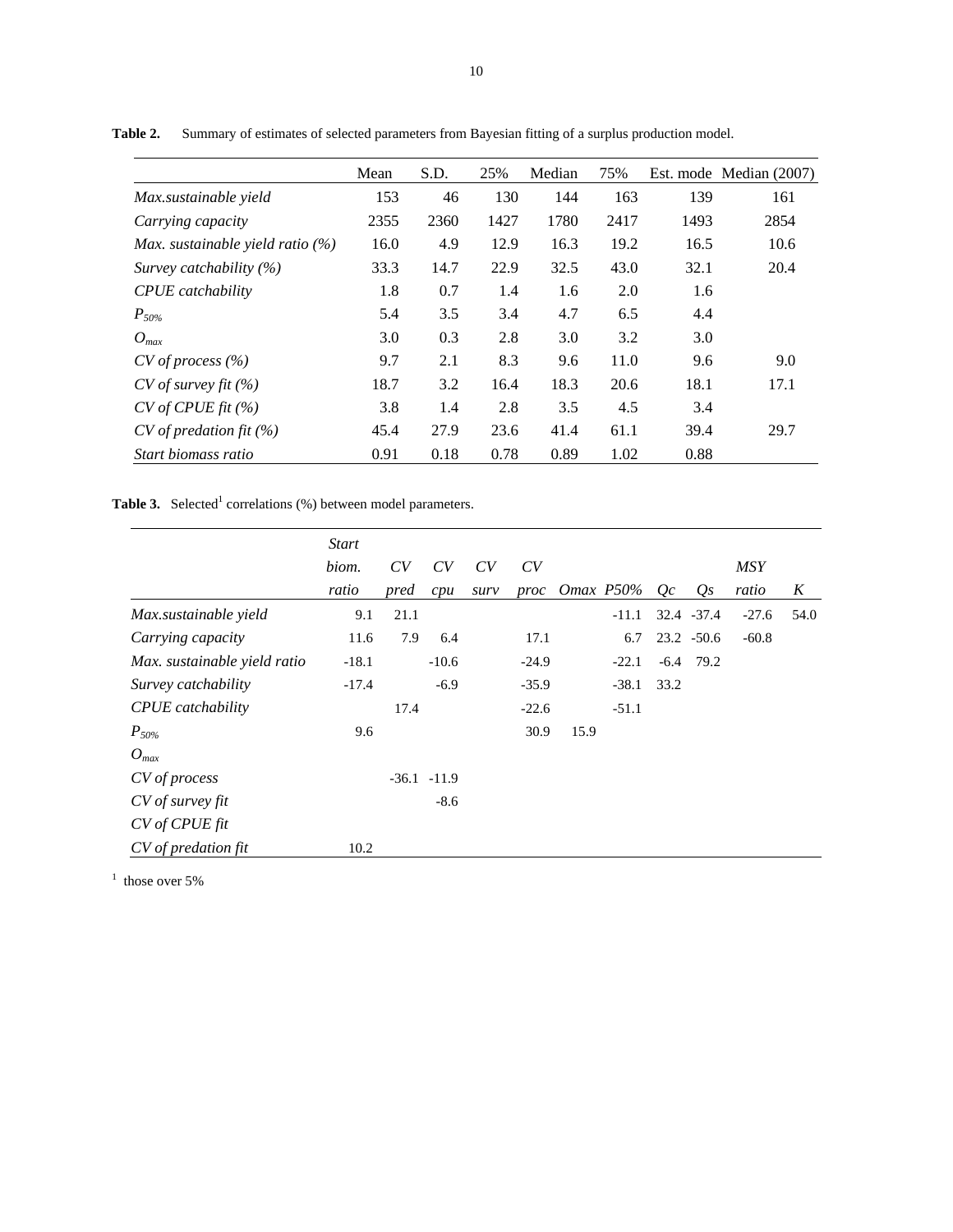**Table 2.** Summary of estimates of selected parameters from Bayesian fitting of a surplus production model.

| | Mean | S.D. | 25% | Median | 75% | Est. mode | Median (2007) |
|---|---|---|---|---|---|---|---|
| *Max.sustainable yield* | 153 | 46 | 130 | 144 | 163 | 139 | 161 |
| *Carrying capacity* | 2355 | 2360 | 1427 | 1780 | 2417 | 1493 | 2854 |
| *Max. sustainable yield ratio (%)* | 16.0 | 4.9 | 12.9 | 16.3 | 19.2 | 16.5 | 10.6 |
| *Survey catchability (%)* | 33.3 | 14.7 | 22.9 | 32.5 | 43.0 | 32.1 | 20.4 |
| *CPUE catchability* | 1.8 | 0.7 | 1.4 | 1.6 | 2.0 | 1.6 | |
| $P_{50\%}$ | 5.4 | 3.5 | 3.4 | 4.7 | 6.5 | 4.4 | |
| $O_{max}$ | 3.0 | 0.3 | 2.8 | 3.0 | 3.2 | 3.0 | |
| *CV of process (%)* | 9.7 | 2.1 | 8.3 | 9.6 | 11.0 | 9.6 | 9.0 |
| *CV of survey fit (%)* | 18.7 | 3.2 | 16.4 | 18.3 | 20.6 | 18.1 | 17.1 |
| *CV of CPUE fit (%)* | 3.8 | 1.4 | 2.8 | 3.5 | 4.5 | 3.4 | |
| *CV of predation fit (%)* | 45.4 | 27.9 | 23.6 | 41.4 | 61.1 | 39.4 | 29.7 |
| *Start biomass ratio* | 0.91 | 0.18 | 0.78 | 0.89 | 1.02 | 0.88 | |

**Table 3.** Selected[1] correlations (%) between model parameters.

| | *Start biom. ratio* | *CV pred* | *CV cpu* | *CV surv* | *CV proc* | *Omax* | *P50%* | *Qc* | *Qs* | *MSY ratio* | *K* |
|---|---|---|---|---|---|---|---|---|---|---|---|
| *Max.sustainable yield* | 9.1 | 21.1 | | | | | -11.1 | 32.4 | -37.4 | -27.6 | 54.0 |
| *Carrying capacity* | 11.6 | 7.9 | 6.4 | | 17.1 | | 6.7 | 23.2 | -50.6 | -60.8 | |
| *Max. sustainable yield ratio* | -18.1 | | -10.6 | | -24.9 | | -22.1 | -6.4 | 79.2 | | |
| *Survey catchability* | -17.4 | | -6.9 | | -35.9 | | -38.1 | 33.2 | | | |
| *CPUE catchability* | | 17.4 | | | -22.6 | | -51.1 | | | | |
| $P_{50\%}$ | 9.6 | | | | 30.9 | 15.9 | | | | | |
| $O_{max}$ | | | | | | | | | | | |
| *CV of process* | | -36.1 | -11.9 | | | | | | | | |
| *CV of survey fit* | | | -8.6 | | | | | | | | |
| *CV of CPUE fit* | | | | | | | | | | | |
| *CV of predation fit* | 10.2 | | | | | | | | | | |

[1] those over 5%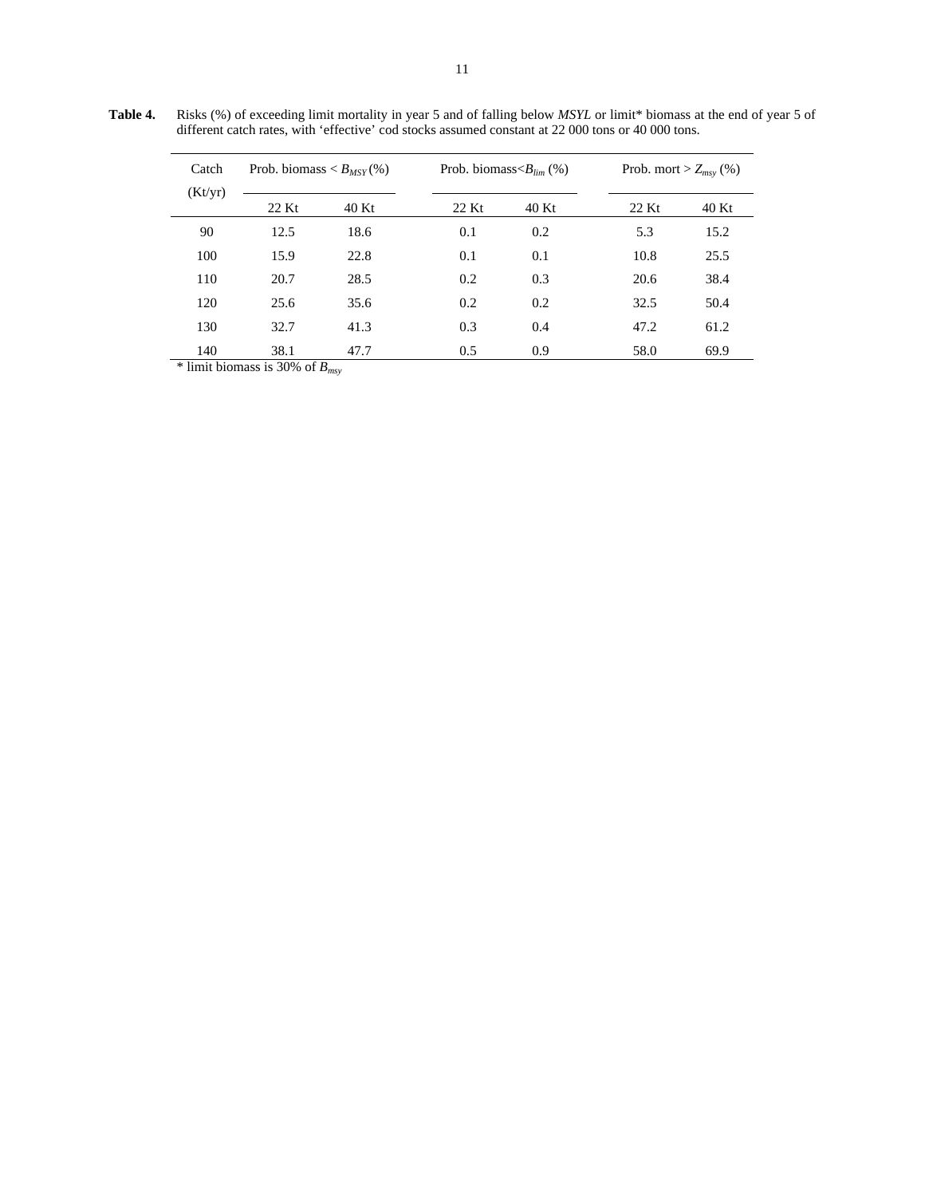**Table 4.** Risks (%) of exceeding limit mortality in year 5 and of falling below *MSYL* or limit* biomass at the end of year 5 of different catch rates, with 'effective' cod stocks assumed constant at 22 000 tons or 40 000 tons.

| Catch (Kt/yr) | Prob. biomass < $B_{MSY}$ (%) | | Prob. biomass< $B_{lim}$ (%) | | Prob. mort > $Z_{msy}$ (%) | |
|---|---|---|---|---|---|---|
| | 22 Kt | 40 Kt | 22 Kt | 40 Kt | 22 Kt | 40 Kt |
| 90 | 12.5 | 18.6 | 0.1 | 0.2 | 5.3 | 15.2 |
| 100 | 15.9 | 22.8 | 0.1 | 0.1 | 10.8 | 25.5 |
| 110 | 20.7 | 28.5 | 0.2 | 0.3 | 20.6 | 38.4 |
| 120 | 25.6 | 35.6 | 0.2 | 0.2 | 32.5 | 50.4 |
| 130 | 32.7 | 41.3 | 0.3 | 0.4 | 47.2 | 61.2 |
| 140 | 38.1 | 47.7 | 0.5 | 0.9 | 58.0 | 69.9 |

* limit biomass is 30% of $B_{msy}$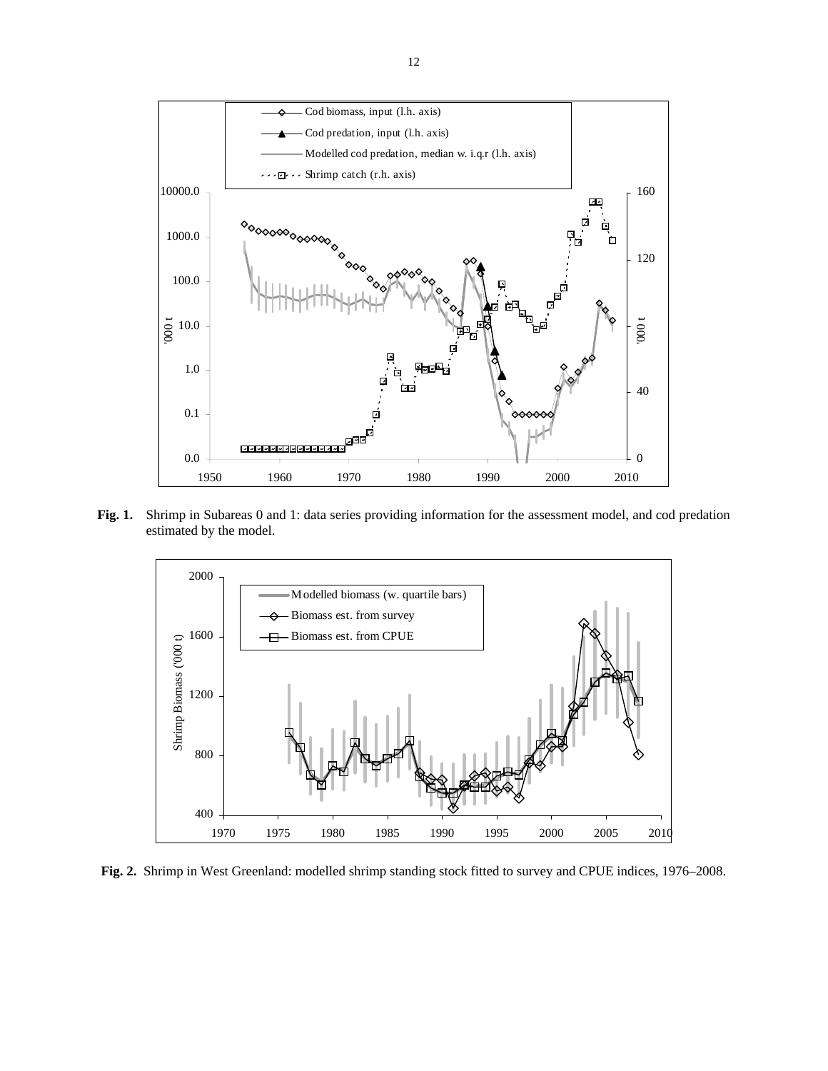**Fig. 1.** Shrimp in Subareas 0 and 1: data series providing information for the assessment model, and cod predation estimated by the model.

**Fig. 2.** Shrimp in West Greenland: modelled shrimp standing stock fitted to survey and CPUE indices, 1976–2008.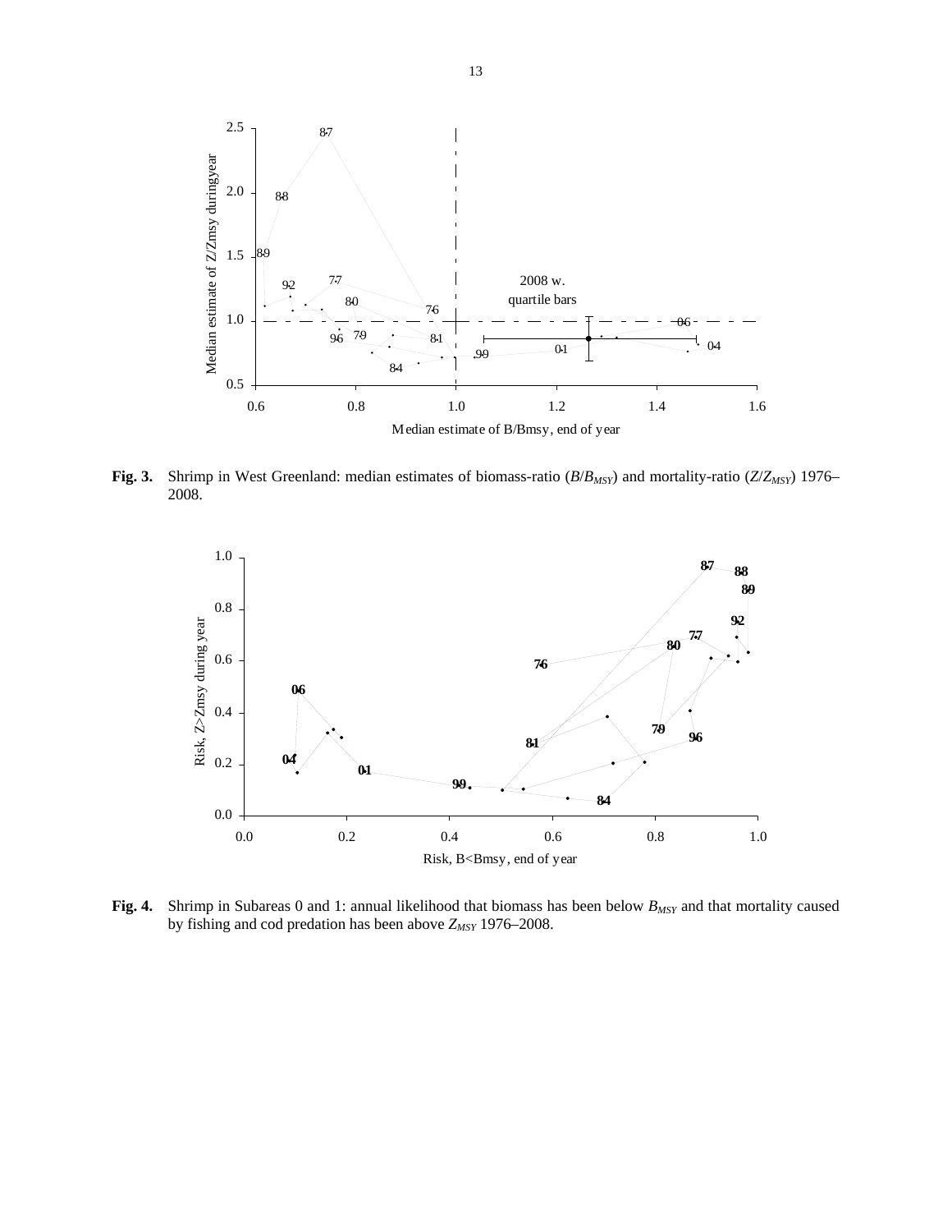**Fig. 3.** Shrimp in West Greenland: median estimates of biomass-ratio ($B/B_{MSY}$) and mortality-ratio ($Z/Z_{MSY}$) 1976–2008.

**Fig. 4.** Shrimp in Subareas 0 and 1: annual likelihood that biomass has been below $B_{MSY}$ and that mortality caused by fishing and cod predation has been above $Z_{MSY}$ 1976–2008.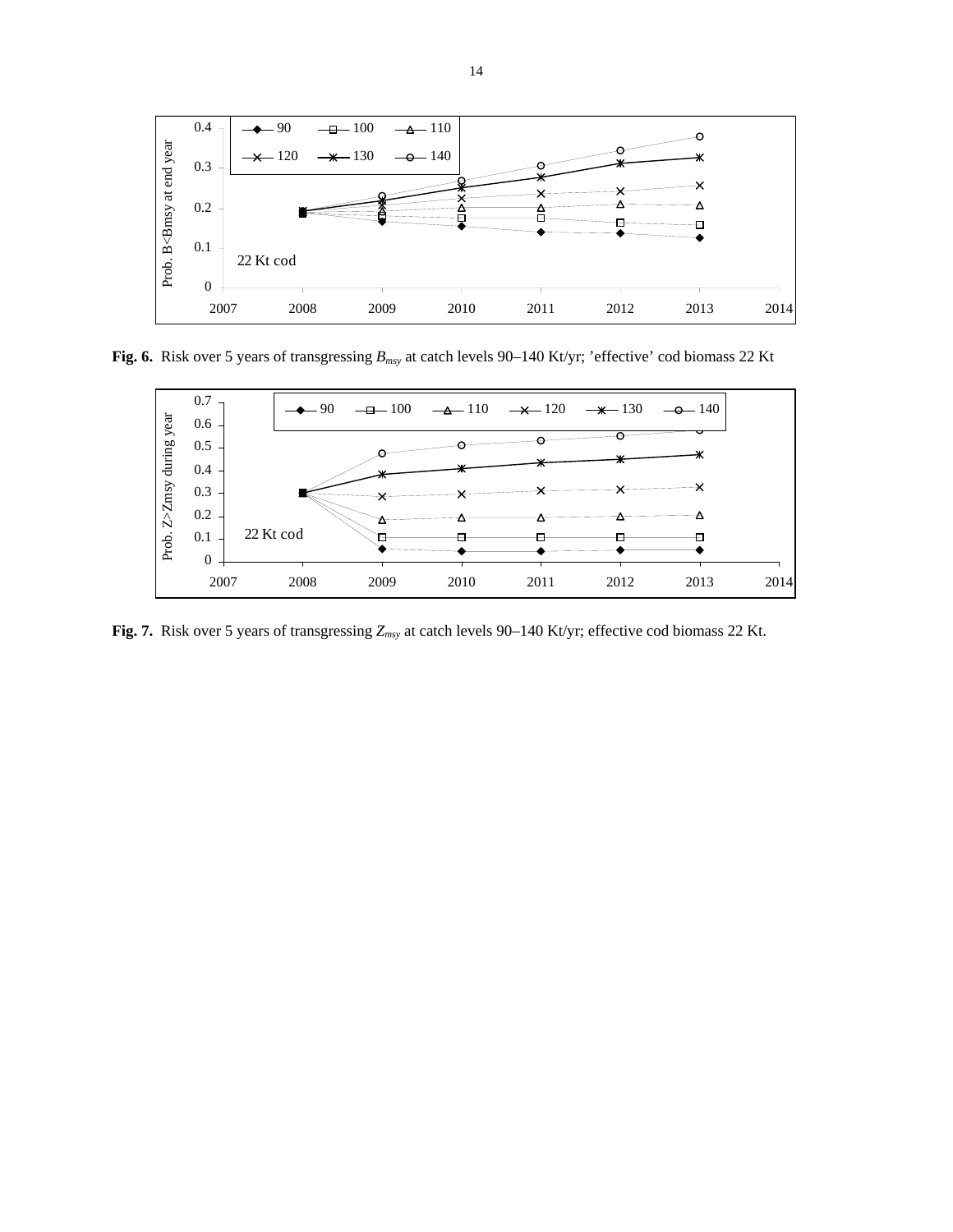**Fig. 6.** Risk over 5 years of transgressing $B_{msy}$ at catch levels 90–140 Kt/yr; 'effective' cod biomass 22 Kt

**Fig. 7.** Risk over 5 years of transgressing $Z_{msy}$ at catch levels 90–140 Kt/yr; effective cod biomass 22 Kt.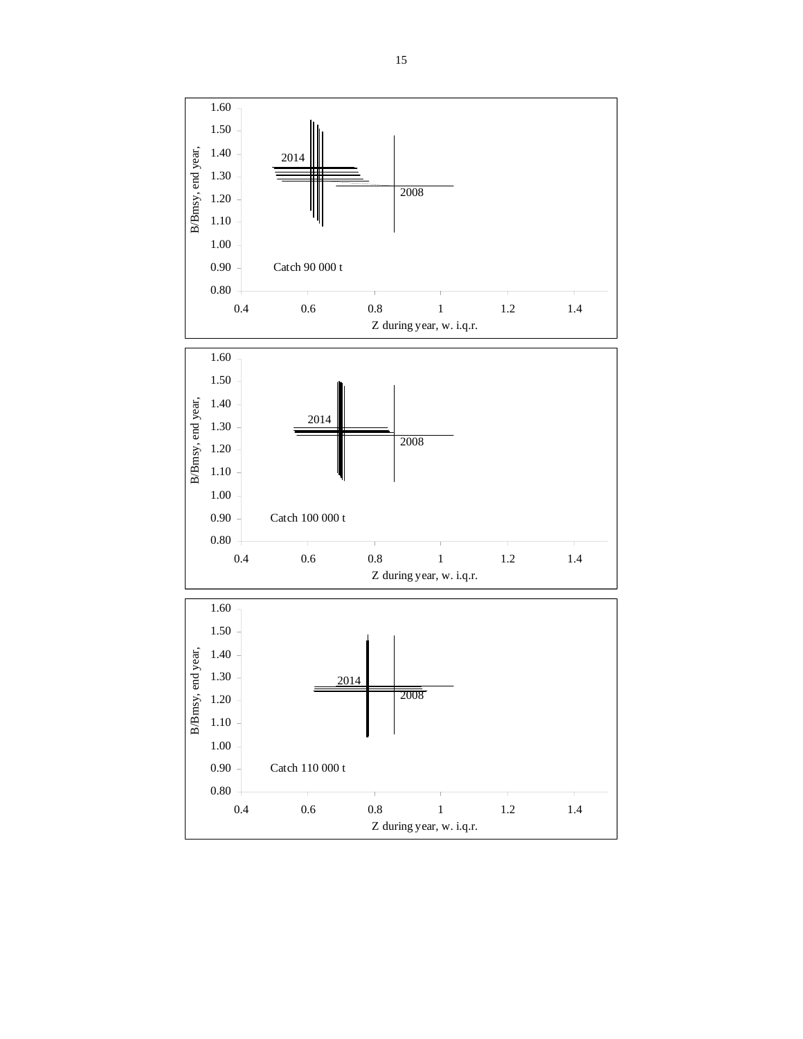B/Bmsy, end year,

Z during year, w. i.q.r.

2014

2008

Catch 90 000 t

B/Bmsy, end year,

Z during year, w. i.q.r.

2014

2008

Catch 100 000 t

B/Bmsy, end year,

Z during year, w. i.q.r.

2014

2008

Catch 110 000 t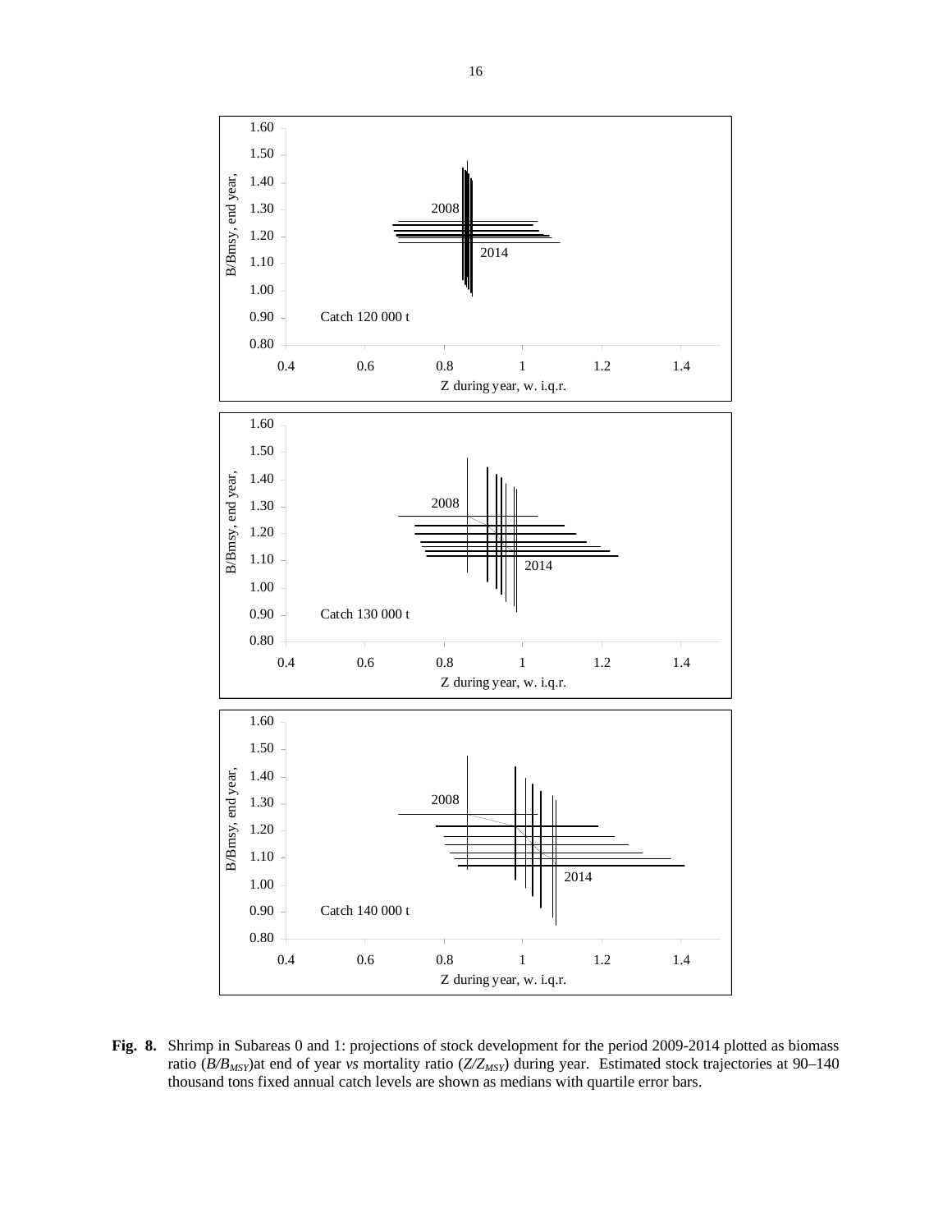**Fig. 8.** Shrimp in Subareas 0 and 1: projections of stock development for the period 2009-2014 plotted as biomass ratio ($B/B_{MSY}$)at end of year *vs* mortality ratio ($Z/Z_{MSY}$) during year. Estimated stock trajectories at 90–140 thousand tons fixed annual catch levels are shown as medians with quartile error bars.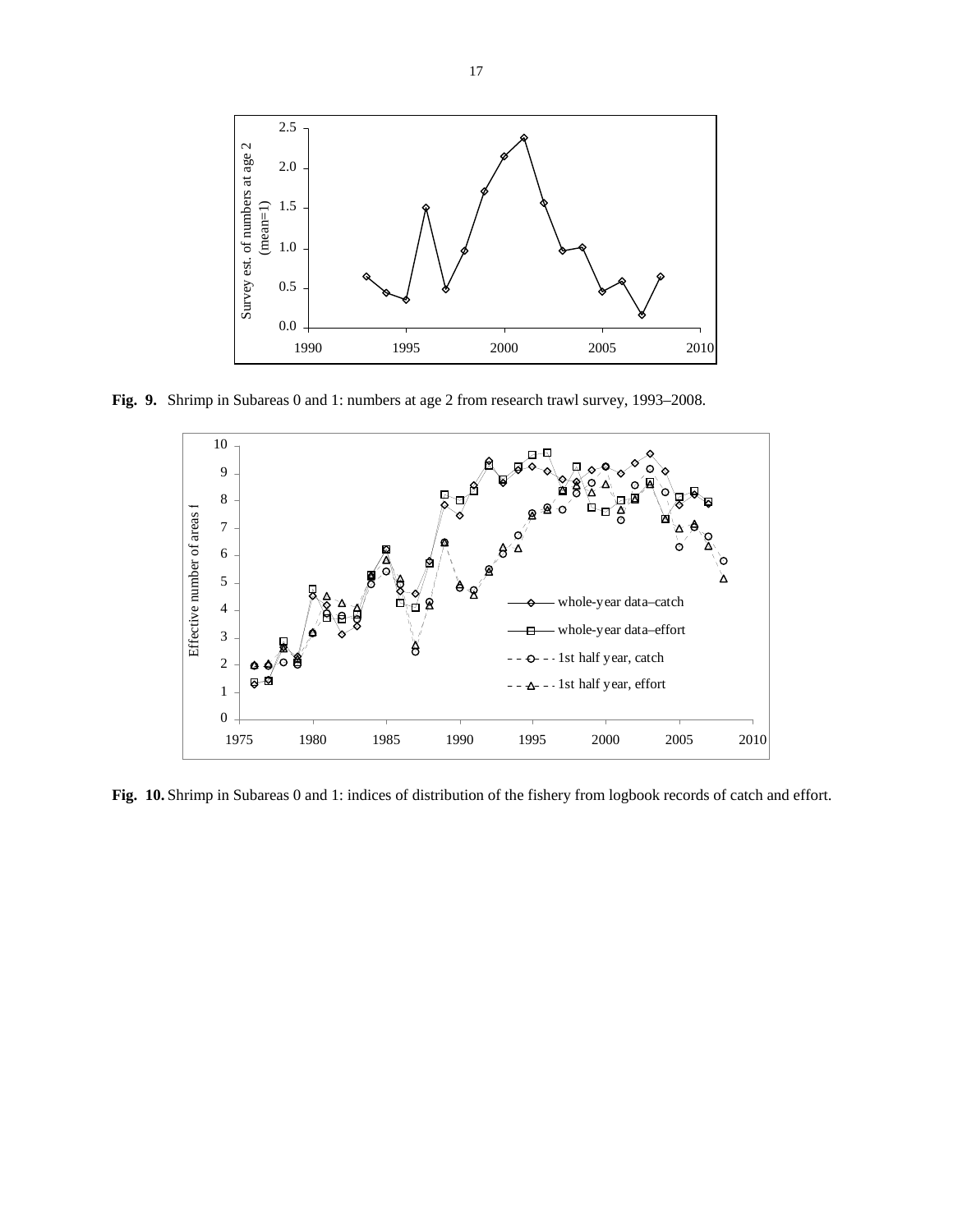Survey est. of numbers at age 2 (mean=1)

2.5
2.0
1.5
1.0
0.5
0.0

1990 1995 2000 2005 2010

**Fig. 9.** Shrimp in Subareas 0 and 1: numbers at age 2 from research trawl survey, 1993–2008.

Effective number of areas f

10
9
8
7
6
5
4
3
2
1
0

1975 1980 1985 1990 1995 2000 2005 2010

whole-year data–catch
whole-year data–effort
1st half year, catch
1st half year, effort

**Fig. 10.** Shrimp in Subareas 0 and 1: indices of distribution of the fishery from logbook records of catch and effort.